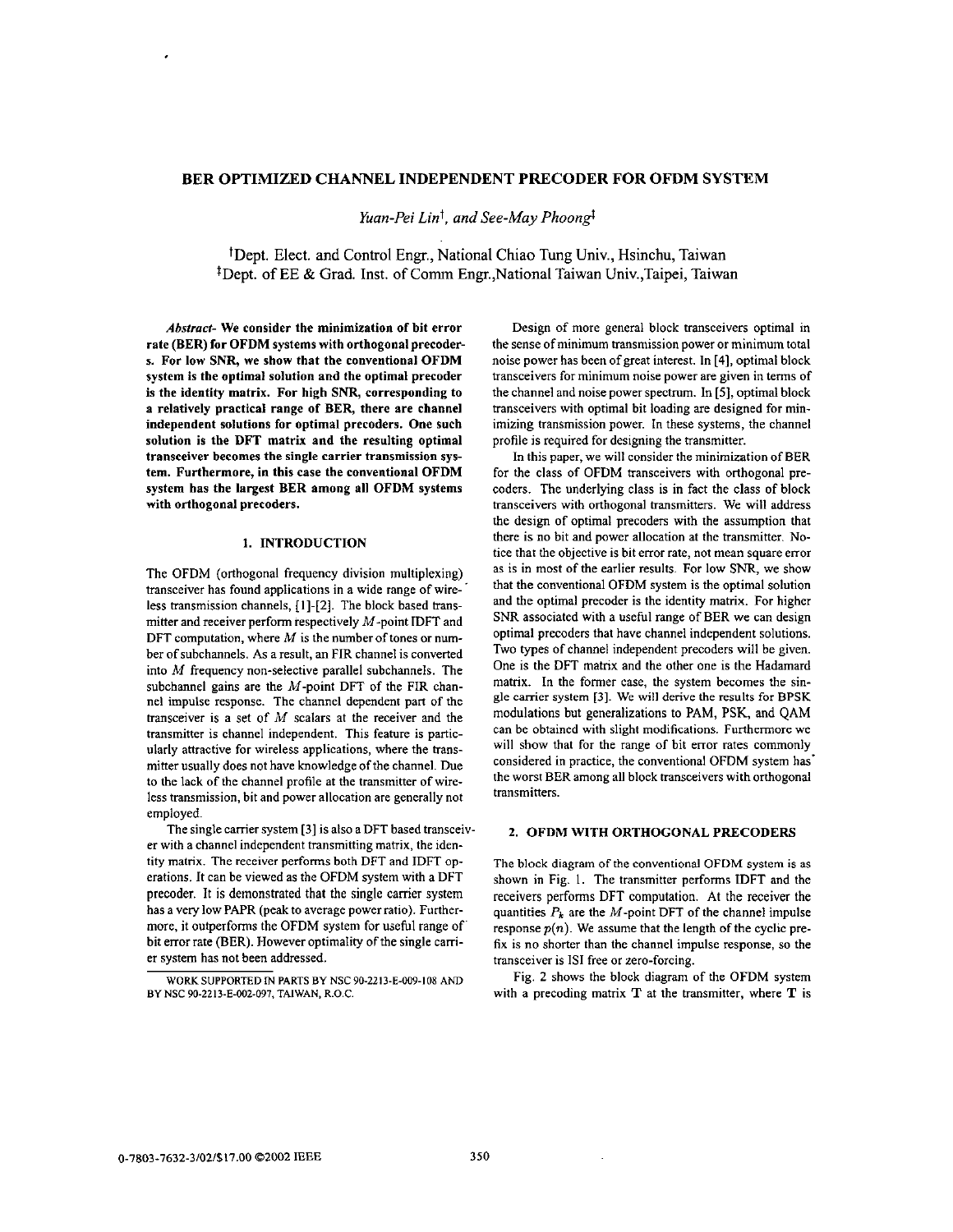# BER OPTIMIZED CHANNEL INDEPENDENT PRECODER FOR OFDM SYSTEM

*Yuan-Pei Lin*[†], *and See-May Phoong*[‡]

[†]Dept. Elect. and Control Engr., National Chiao Tung Univ., Hsinchu, Taiwan
[‡]Dept. of EE & Grad. Inst. of Comm Engr., National Taiwan Univ., Taipei, Taiwan

***Abstract-*** **We consider the minimization of bit error rate (BER) for OFDM systems with orthogonal precoders. For low SNR, we show that the conventional OFDM system is the optimal solution and the optimal precoder is the identity matrix. For high SNR, corresponding to a relatively practical range of BER, there are channel independent solutions for optimal precoders. One such solution is the DFT matrix and the resulting optimal transceiver becomes the single carrier transmission system. Furthermore, in this case the conventional OFDM system has the largest BER among all OFDM systems with orthogonal precoders.**

## 1. INTRODUCTION

The OFDM (orthogonal frequency division multiplexing) transceiver has found applications in a wide range of wireless transmission channels, [1]-[2]. The block based transmitter and receiver perform respectively $M$-point IDFT and DFT computation, where $M$ is the number of tones or number of subchannels. As a result, an FIR channel is converted into $M$ frequency non-selective parallel subchannels. The subchannel gains are the $M$-point DFT of the FIR channel impulse response. The channel dependent part of the transceiver is a set of $M$ scalars at the receiver and the transmitter is channel independent. This feature is particularly attractive for wireless applications, where the transmitter usually does not have knowledge of the channel. Due to the lack of the channel profile at the transmitter of wireless transmission, bit and power allocation are generally not employed.

The single carrier system [3] is also a DFT based transceiver with a channel independent transmitting matrix, the identity matrix. The receiver performs both DFT and IDFT operations. It can be viewed as the OFDM system with a DFT precoder. It is demonstrated that the single carrier system has a very low PAPR (peak to average power ratio). Furthermore, it outperforms the OFDM system for useful range of bit error rate (BER). However optimality of the single carrier system has not been addressed.

Design of more general block transceivers optimal in the sense of minimum transmission power or minimum total noise power has been of great interest. In [4], optimal block transceivers for minimum noise power are given in terms of the channel and noise power spectrum. In [5], optimal block transceivers with optimal bit loading are designed for minimizing transmission power. In these systems, the channel profile is required for designing the transmitter.

In this paper, we will consider the minimization of BER for the class of OFDM transceivers with orthogonal precoders. The underlying class is in fact the class of block transceivers with orthogonal transmitters. We will address the design of optimal precoders with the assumption that there is no bit and power allocation at the transmitter. Notice that the objective is bit error rate, not mean square error as is in most of the earlier results. For low SNR, we show that the conventional OFDM system is the optimal solution and the optimal precoder is the identity matrix. For higher SNR associated with a useful range of BER we can design optimal precoders that have channel independent solutions. Two types of channel independent precoders will be given. One is the DFT matrix and the other one is the Hadamard matrix. In the former case, the system becomes the single carrier system [3]. We will derive the results for BPSK modulations but generalizations to PAM, PSK, and QAM can be obtained with slight modifications. Furthermore we will show that for the range of bit error rates commonly considered in practice, the conventional OFDM system has the worst BER among all block transceivers with orthogonal transmitters.

## 2. OFDM WITH ORTHOGONAL PRECODERS

The block diagram of the conventional OFDM system is as shown in Fig. 1. The transmitter performs IDFT and the receivers performs DFT computation. At the receiver the quantities $P_k$ are the $M$-point DFT of the channel impulse response $p(n)$. We assume that the length of the cyclic prefix is no shorter than the channel impulse response, so the transceiver is ISI free or zero-forcing.

Fig. 2 shows the block diagram of the OFDM system with a precoding matrix $\mathbf{T}$ at the transmitter, where $\mathbf{T}$ is

WORK SUPPORTED IN PARTS BY NSC 90-2213-E-009-108 AND BY NSC 90-2213-E-002-097, TAIWAN, R.O.C.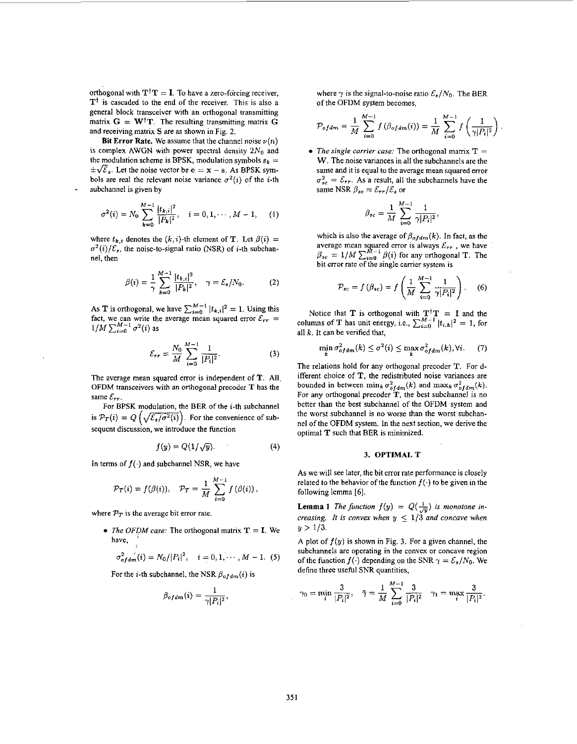orthogonal with $\mathbf{T}^\dagger\mathbf{T} = \mathbf{I}$. To have a zero-forcing receiver, $\mathbf{T}^\dagger$ is cascaded to the end of the receiver. This is also a general block transceiver with an orthogonal transmitting matrix $\mathbf{G} = \mathbf{W}^\dagger\mathbf{T}$. The resulting transmitting matrix $\mathbf{G}$ and receiving matrix $\mathbf{S}$ are as shown in Fig. 2.

**Bit Error Rate.** We assume that the channel noise $\nu(n)$ is complex AWGN with power spectral density $2N_0$ and the modulation scheme is BPSK, modulation symbols $s_k = \pm\sqrt{\mathcal{E}_s}$. Let the noise vector be $\mathbf{e} = \mathbf{x} - \mathbf{s}$. As BPSK symbols are real the relevant noise variance $\sigma^2(i)$ of the $i$-th subchannel is given by

$$\sigma^2(i) = N_0 \sum_{k=0}^{M-1} \frac{|t_{k,i}|^2}{|P_k|^2}, \quad i = 0, 1, \cdots, M-1, \tag{1}$$

where $t_{k,i}$ denotes the $(k,i)$-th element of $\mathbf{T}$. Let $\beta(i) = \sigma^2(i)/\mathcal{E}_s$, the noise-to-signal ratio (NSR) of $i$-th subchannel, then

$$\beta(i) = \frac{1}{\gamma} \sum_{k=0}^{M-1} \frac{|t_{k,i}|^2}{|P_k|^2}, \quad \gamma = \mathcal{E}_s/N_0. \tag{2}$$

As $\mathbf{T}$ is orthogonal, we have $\sum_{i=0}^{M-1} |t_{k,i}|^2 = 1$. Using this fact, we can write the average mean squared error $\mathcal{E}_{rr} = 1/M \sum_{i=0}^{M-1} \sigma^2(i)$ as

$$\mathcal{E}_{rr} = \frac{N_0}{M} \sum_{i=0}^{M-1} \frac{1}{|P_i|^2}. \tag{3}$$

The average mean squared error is independent of $\mathbf{T}$. All OFDM transceivers with an orthogonal precoder $\mathbf{T}$ has the same $\mathcal{E}_{rr}$.

For BPSK modulation, the BER of the $i$-th subchannel is $\mathcal{P}_T(i) = Q\left(\sqrt{\mathcal{E}_s/\sigma^2(i)}\right)$. For the convenience of subsequent discussion, we introduce the function

$$f(y) = Q(1/\sqrt{y}). \tag{4}$$

In terms of $f(\cdot)$ and subchannel NSR, we have

$$\mathcal{P}_T(i) = f(\beta(i)), \quad \mathcal{P}_T = \frac{1}{M} \sum_{i=0}^{M-1} f(\beta(i)),$$

where $\mathcal{P}_T$ is the average bit error rate.

- *The OFDM case:* The orthogonal matrix $\mathbf{T} = \mathbf{I}$. We have,

$$\sigma^2_{ofdm}(i) = N_0/|P_i|^2, \quad i = 0, 1, \cdots, M-1. \tag{5}$$

For the $i$-th subchannel, the NSR $\beta_{ofdm}(i)$ is

$$\beta_{ofdm}(i) = \frac{1}{\gamma |P_i|^2},$$

where $\gamma$ is the signal-to-noise ratio $\mathcal{E}_s/N_0$. The BER of the OFDM system becomes,

$$\mathcal{P}_{ofdm} = \frac{1}{M} \sum_{i=0}^{M-1} f(\beta_{ofdm}(i)) = \frac{1}{M} \sum_{i=0}^{M-1} f\left(\frac{1}{\gamma |P_i|^2}\right).$$

- *The single carrier case:* The orthogonal matrix $\mathbf{T} = \mathbf{W}$. The noise variances in all the subchannels are the same and it is equal to the average mean squared error $\sigma^2_{sc} = \mathcal{E}_{rr}$. As a result, all the subchannels have the same NSR $\beta_{sc} = \mathcal{E}_{rr}/\mathcal{E}_s$ or

$$\beta_{sc} = \frac{1}{M} \sum_{i=0}^{M-1} \frac{1}{\gamma |P_i|^2},$$

which is also the average of $\beta_{ofdm}(k)$. In fact, as the average mean squared error is always $\mathcal{E}_{rr}$, we have $\beta_{sc} = 1/M \sum_{i=0}^{M-1} \beta(i)$ for any orthogonal $\mathbf{T}$. The bit error rate of the single carrier system is

$$\mathcal{P}_{sc} = f(\beta_{sc}) = f\left(\frac{1}{M} \sum_{i=0}^{M-1} \frac{1}{\gamma |P_i|^2}\right). \tag{6}$$

Notice that $\mathbf{T}$ is orthogonal with $\mathbf{T}^\dagger\mathbf{T} = \mathbf{I}$ and the columns of $\mathbf{T}$ has unit energy, i.e., $\sum_{i=0}^{M-1} |t_{i,k}|^2 = 1$, for all $k$. It can be verified that,

$$\min_k \sigma^2_{ofdm}(k) \leq \sigma^2(i) \leq \max_k \sigma^2_{ofdm}(k), \forall i. \tag{7}$$

The relations hold for any orthogonal precoder $\mathbf{T}$. For different choice of $\mathbf{T}$, the redistributed noise variances are bounded in between $\min_k \sigma^2_{ofdm}(k)$ and $\max_k \sigma^2_{ofdm}(k)$. For any orthogonal precoder $\mathbf{T}$, the best subchannel is no better than the best subchannel of the OFDM system and the worst subchannel is no worse than the worst subchannel of the OFDM system. In the next section, we derive the optimal $\mathbf{T}$ such that BER is minimized.

## 3. OPTIMAL T

As we will see later, the bit error rate performance is closely related to the behavior of the function $f(\cdot)$ to be given in the following lemma [6].

**Lemma 1** *The function $f(y) = Q(\frac{1}{\sqrt{y}})$ is monotone increasing. It is convex when $y \leq 1/3$ and concave when $y > 1/3$.*

A plot of $f(y)$ is shown in Fig. 3. For a given channel, the subchannels are operating in the convex or concave region of the function $f(\cdot)$ depending on the SNR $\gamma = \mathcal{E}_s/N_0$. We define three useful SNR quantities,

$$\gamma_0 = \min_i \frac{3}{|P_i|^2}, \quad \bar{\gamma} = \frac{1}{M} \sum_{i=0}^{M-1} \frac{3}{|P_i|^2} \quad \gamma_1 = \max_i \frac{3}{|P_i|^2}.$$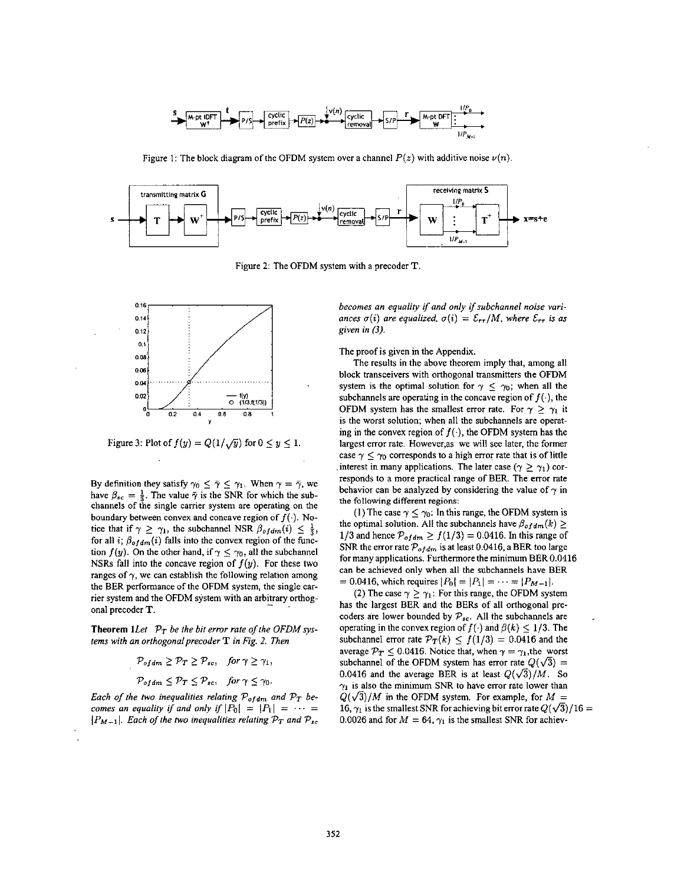Figure 1: The block diagram of the OFDM system over a channel $P(z)$ with additive noise $\nu(n)$.

Figure 2: The OFDM system with a precoder $\mathbf{T}$.

Figure 3: Plot of $f(y) = Q(1/\sqrt{y})$ for $0 \leq y \leq 1$.

By definition they satisfy $\gamma_0 \leq \bar{\gamma} \leq \gamma_1$. When $\gamma = \bar{\gamma}$, we have $\beta_{sc} = \frac{1}{3}$. The value $\bar{\gamma}$ is the SNR for which the subchannels of the single carrier system are operating on the boundary between convex and concave region of $f(\cdot)$. Notice that if $\gamma \geq \gamma_1$, the subchannel NSR $\beta_{ofdm}(i) \leq \frac{1}{3}$, for all $i$; $\beta_{ofdm}(i)$ falls into the convex region of the function $f(y)$. On the other hand, if $\gamma \leq \gamma_0$, all the subchannel NSRs fall into the concave region of $f(y)$. For these two ranges of $\gamma$, we can establish the following relation among the BER performance of the OFDM system, the single carrier system and the OFDM system with an arbitrary orthogonal precoder $\mathbf{T}$.

**Theorem 1** *Let $\mathcal{P}_T$ be the bit error rate of the OFDM systems with an orthogonal precoder $\mathbf{T}$ in Fig. 2. Then*

$$\mathcal{P}_{ofdm} \geq \mathcal{P}_T \geq \mathcal{P}_{sc}, \quad for\ \gamma \geq \gamma_1,$$

$$\mathcal{P}_{ofdm} \leq \mathcal{P}_T \leq \mathcal{P}_{sc}, \quad for\ \gamma \leq \gamma_0.$$

*Each of the two inequalities relating $\mathcal{P}_{ofdm}$ and $\mathcal{P}_T$ becomes an equality if and only if $|P_0| = |P_1| = \cdots = |P_{M-1}|$. Each of the two inequalities relating $\mathcal{P}_T$ and $\mathcal{P}_{sc}$ becomes an equality if and only if subchannel noise variances $\sigma(i)$ are equalized, $\sigma(i) = \mathcal{E}_{rr}/M$, where $\mathcal{E}_{rr}$ is as given in (3).*

The proof is given in the Appendix.

The results in the above theorem imply that, among all block transceivers with orthogonal transmitters the OFDM system is the optimal solution for $\gamma \leq \gamma_0$; when all the subchannels are operating in the concave region of $f(\cdot)$, the OFDM system has the smallest error rate. For $\gamma \geq \gamma_1$ it is the worst solution; when all the subchannels are operating in the convex region of $f(\cdot)$, the OFDM system has the largest error rate. However, as we will see later, the former case $\gamma \leq \gamma_0$ corresponds to a high error rate that is of little interest in many applications. The later case ($\gamma \geq \gamma_1$) corresponds to a more practical range of BER. The error rate behavior can be analyzed by considering the value of $\gamma$ in the following different regions:

(1) The case $\gamma \leq \gamma_0$: In this range, the OFDM system is the optimal solution. All the subchannels have $\beta_{ofdm}(k) \geq 1/3$ and hence $\mathcal{P}_{ofdm} \geq f(1/3) = 0.0416$. In this range of SNR the error rate $\mathcal{P}_{ofdm}$ is at least 0.0416, a BER too large for many applications. Furthermore the minimum BER 0.0416 can be achieved only when all the subchannels have BER $= 0.0416$, which requires $|P_0| = |P_1| = \cdots = |P_{M-1}|$.

(2) The case $\gamma \geq \gamma_1$: For this range, the OFDM system has the largest BER and the BERs of all orthogonal precoders are lower bounded by $\mathcal{P}_{sc}$. All the subchannels are operating in the convex region of $f(\cdot)$ and $\beta(k) \leq 1/3$. The subchannel error rate $\mathcal{P}_T(k) \leq f(1/3) = 0.0416$ and the average $\mathcal{P}_T \leq 0.0416$. Notice that, when $\gamma = \gamma_1$, the worst subchannel of the OFDM system has error rate $Q(\sqrt{3}) = 0.0416$ and the average BER is at least $Q(\sqrt{3})/M$. So $\gamma_1$ is also the minimum SNR to have error rate lower than $Q(\sqrt{3})/M$ in the OFDM system. For example, for $M = 16$, $\gamma_1$ is the smallest SNR for achieving bit error rate $Q(\sqrt{3})/16 = 0.0026$ and for $M = 64$, $\gamma_1$ is the smallest SNR for achiev-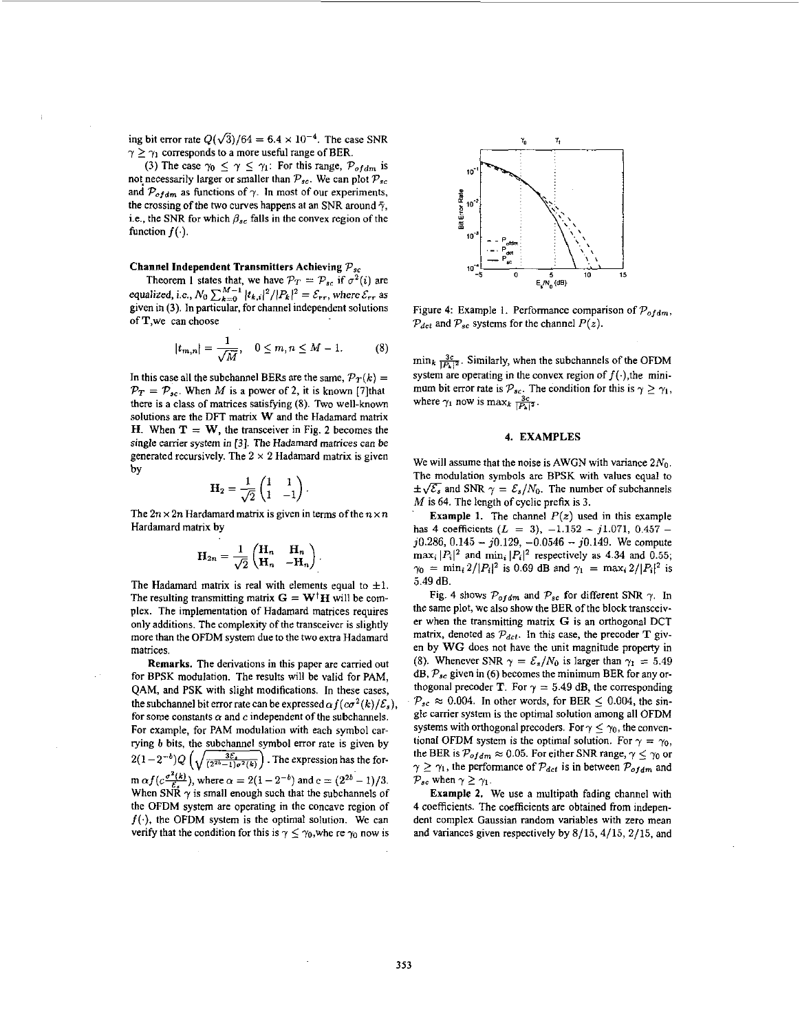ing bit error rate $Q(\sqrt{3})/64 = 6.4 \times 10^{-4}$. The case SNR $\gamma \geq \gamma_1$ corresponds to a more useful range of BER.

(3) The case $\gamma_0 \leq \gamma \leq \gamma_1$: For this range, $\mathcal{P}_{ofdm}$ is not necessarily larger or smaller than $\mathcal{P}_{sc}$. We can plot $\mathcal{P}_{sc}$ and $\mathcal{P}_{ofdm}$ as functions of $\gamma$. In most of our experiments, the crossing of the two curves happens at an SNR around $\bar{\gamma}$, i.e., the SNR for which $\beta_{sc}$ falls in the convex region of the function $f(\cdot)$.

**Channel Independent Transmitters Achieving $\mathcal{P}_{sc}$**

Theorem 1 states that, we have $\mathcal{P}_T = \mathcal{P}_{sc}$ if $\sigma^2(i)$ are equalized, i.e., $N_0 \sum_{k=0}^{M-1} |t_{k,i}|^2/|P_k|^2 = \mathcal{E}_{rr}$, where $\mathcal{E}_{rr}$ as given in (3). In particular, for channel independent solutions of T, we can choose

$$|t_{m,n}| = \frac{1}{\sqrt{M}}, \quad 0 \leq m, n \leq M-1. \tag{8}$$

In this case all the subchannel BERs are the same, $\mathcal{P}_T(k) = \mathcal{P}_T = \mathcal{P}_{sc}$. When $M$ is a power of 2, it is known [7] that there is a class of matrices satisfying (8). Two well-known solutions are the DFT matrix $\mathbf{W}$ and the Hadamard matrix $\mathbf{H}$. When $\mathbf{T} = \mathbf{W}$, the transceiver in Fig. 2 becomes the *single carrier system* in [3]. The Hadamard matrices can be generated recursively. The $2 \times 2$ Hadamard matrix is given by

$$\mathbf{H}_2 = \frac{1}{\sqrt{2}} \begin{pmatrix} 1 & 1 \\ 1 & -1 \end{pmatrix}.$$

The $2n \times 2n$ Hardamard matrix is given in terms of the $n \times n$ Hardamard matrix by

$$\mathbf{H}_{2n} = \frac{1}{\sqrt{2}} \begin{pmatrix} \mathbf{H}_n & \mathbf{H}_n \\ \mathbf{H}_n & -\mathbf{H}_n \end{pmatrix}.$$

The Hadamard matrix is real with elements equal to $\pm 1$. The resulting transmitting matrix $\mathbf{G} = \mathbf{W}^\dagger \mathbf{H}$ will be complex. The implementation of Hadamard matrices requires only additions. The complexity of the transceiver is slightly more than the OFDM system due to the two extra Hadamard matrices.

**Remarks.** The derivations in this paper are carried out for BPSK modulation. The results will be valid for PAM, QAM, and PSK with slight modifications. In these cases, the subchannel bit error rate can be expressed $\alpha f(c\sigma^2(k)/\mathcal{E}_s)$, for some constants $\alpha$ and $c$ independent of the subchannels. For example, for PAM modulation with each symbol carrying $b$ bits, the subchannel symbol error rate is given by $2(1-2^{-b})Q\left(\sqrt{\frac{3\mathcal{E}_s}{(2^{2b}-1)\sigma^2(k)}}\right)$. The expression has the form $\alpha f(c\frac{\sigma^2(k)}{\mathcal{E}_s})$, where $\alpha = 2(1-2^{-b})$ and $c = (2^{2b}-1)/3$. When SNR $\gamma$ is small enough such that the subchannels of the OFDM system are operating in the concave region of $f(\cdot)$, the OFDM system is the optimal solution. We can verify that the condition for this is $\gamma \leq \gamma_0$, where $\gamma_0$ now is $\min_k \frac{3c}{|P_k|^2}$. Similarly, when the subchannels of the OFDM system are operating in the convex region of $f(\cdot)$, the minimum bit error rate is $\mathcal{P}_{sc}$. The condition for this is $\gamma \geq \gamma_1$, where $\gamma_1$ now is $\max_k \frac{3c}{|P_k|^2}$.

Figure 4: Example 1. Performance comparison of $\mathcal{P}_{ofdm}$, $\mathcal{P}_{dct}$ and $\mathcal{P}_{sc}$ systems for the channel $P(z)$.

## 4. EXAMPLES

We will assume that the noise is AWGN with variance $2N_0$. The modulation symbols are BPSK with values equal to $\pm\sqrt{\mathcal{E}_s}$ and SNR $\gamma = \mathcal{E}_s/N_0$. The number of subchannels $M$ is 64. The length of cyclic prefix is 3.

**Example 1.** The channel $P(z)$ used in this example has 4 coefficients ($L = 3$), $-1.152 - j1.071$, $0.457 - j0.286$, $0.145 - j0.129$, $-0.0546 - j0.149$. We compute $\max_i |P_i|^2$ and $\min_i |P_i|^2$ respectively as 4.34 and 0.55; $\gamma_0 = \min_i 2/|P_i|^2$ is 0.69 dB and $\gamma_1 = \max_i 2/|P_i|^2$ is 5.49 dB.

Fig. 4 shows $\mathcal{P}_{ofdm}$ and $\mathcal{P}_{sc}$ for different SNR $\gamma$. In the same plot, we also show the BER of the block transceiver when the transmitting matrix $\mathbf{G}$ is an orthogonal DCT matrix, denoted as $\mathcal{P}_{dct}$. In this case, the precoder $\mathbf{T}$ given by $\mathbf{WG}$ does not have the unit magnitude property in (8). Whenever SNR $\gamma = \mathcal{E}_s/N_0$ is larger than $\gamma_1 = 5.49$ dB, $\mathcal{P}_{sc}$ given in (6) becomes the minimum BER for any orthogonal precoder $\mathbf{T}$. For $\gamma = 5.49$ dB, the corresponding $\mathcal{P}_{sc} \approx 0.004$. In other words, for BER $\leq 0.004$, the single carrier system is the optimal solution among all OFDM systems with orthogonal precoders. For $\gamma \leq \gamma_0$, the conventional OFDM system is the optimal solution. For $\gamma = \gamma_0$, the BER is $\mathcal{P}_{ofdm} \approx 0.05$. For either SNR range, $\gamma \leq \gamma_0$ or $\gamma \geq \gamma_1$, the performance of $\mathcal{P}_{dct}$ is in between $\mathcal{P}_{ofdm}$ and $\mathcal{P}_{sc}$ when $\gamma \geq \gamma_1$.

**Example 2.** We use a multipath fading channel with 4 coefficients. The coefficients are obtained from independent complex Gaussian random variables with zero mean and variances given respectively by 8/15, 4/15, 2/15, and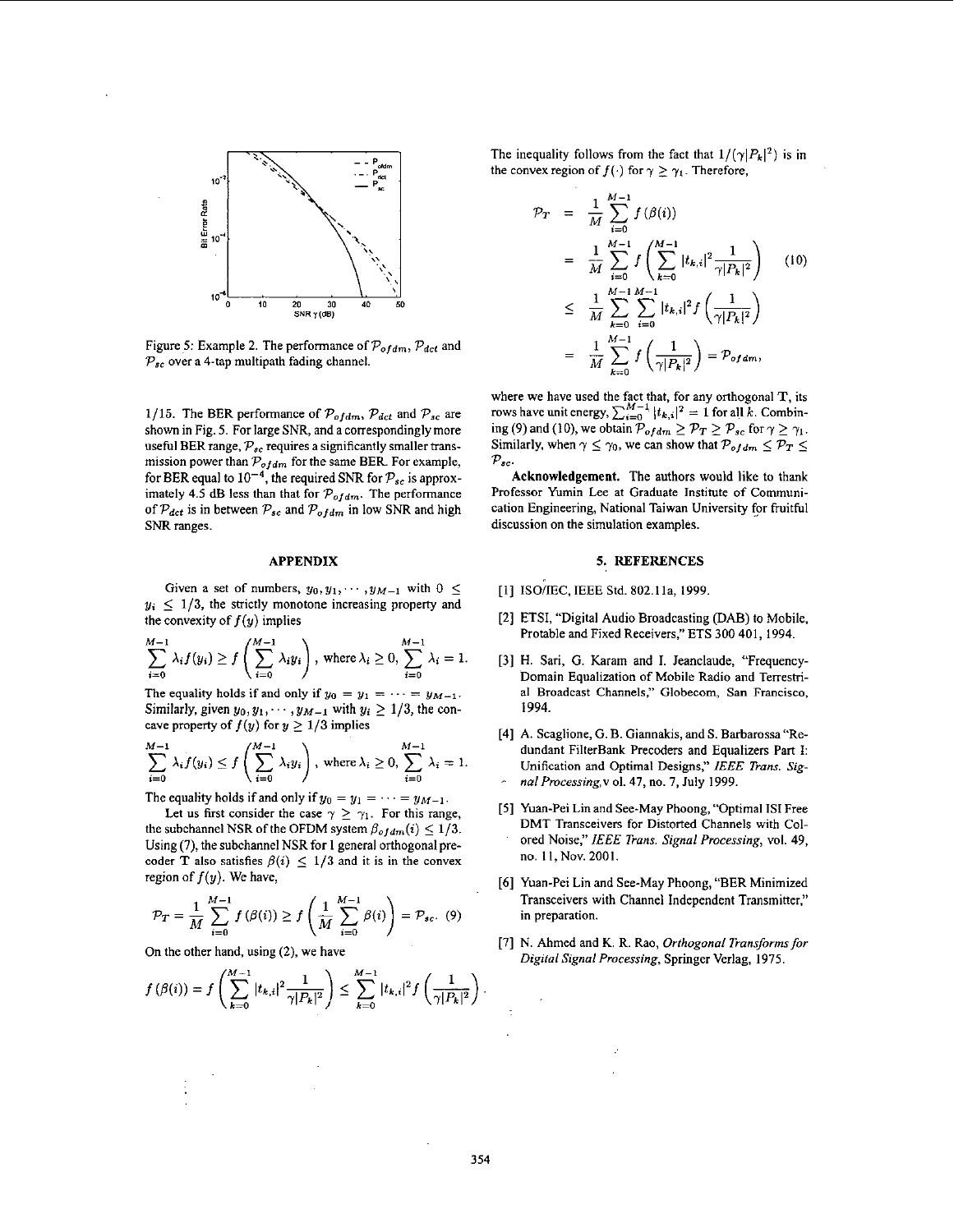10^{-2}

Bit Error Rate

10^{-4}

10^{-6}

0 10 20 30 40 50

SNR γ (dB)

P_ofdm

P_dct

P_sc

Figure 5: Example 2. The performance of $\mathcal{P}_{ofdm}$, $\mathcal{P}_{dct}$ and $\mathcal{P}_{sc}$ over a 4-tap multipath fading channel.

1/15. The BER performance of $\mathcal{P}_{ofdm}$, $\mathcal{P}_{dct}$ and $\mathcal{P}_{sc}$ are shown in Fig. 5. For large SNR, and a correspondingly more useful BER range, $\mathcal{P}_{sc}$ requires a significantly smaller transmission power than $\mathcal{P}_{ofdm}$ for the same BER. For example, for BER equal to $10^{-4}$, the required SNR for $\mathcal{P}_{sc}$ is approximately 4.5 dB less than that for $\mathcal{P}_{ofdm}$. The performance of $\mathcal{P}_{dct}$ is in between $\mathcal{P}_{sc}$ and $\mathcal{P}_{ofdm}$ in low SNR and high SNR ranges.

## APPENDIX

Given a set of numbers, $y_0, y_1, \cdots, y_{M-1}$ with $0 \leq y_i \leq 1/3$, the strictly monotone increasing property and the convexity of $f(y)$ implies

$$\sum_{i=0}^{M-1} \lambda_i f(y_i) \geq f\left(\sum_{i=0}^{M-1} \lambda_i y_i\right), \text{ where } \lambda_i \geq 0, \sum_{i=0}^{M-1} \lambda_i = 1.$$

The equality holds if and only if $y_0 = y_1 = \cdots = y_{M-1}$. Similarly, given $y_0, y_1, \cdots, y_{M-1}$ with $y_i \geq 1/3$, the concave property of $f(y)$ for $y \geq 1/3$ implies

$$\sum_{i=0}^{M-1} \lambda_i f(y_i) \leq f\left(\sum_{i=0}^{M-1} \lambda_i y_i\right), \text{ where } \lambda_i \geq 0, \sum_{i=0}^{M-1} \lambda_i = 1.$$

The equality holds if and only if $y_0 = y_1 = \cdots = y_{M-1}$.

Let us first consider the case $\gamma \geq \gamma_1$. For this range, the subchannel NSR of the OFDM system $\beta_{ofdm}(i) \leq 1/3$. Using (7), the subchannel NSR for 1 general orthogonal precoder $\mathbf{T}$ also satisfies $\beta(i) \leq 1/3$ and it is in the convex region of $f(y)$. We have,

$$\mathcal{P}_T = \frac{1}{M}\sum_{i=0}^{M-1} f\left(\beta(i)\right) \geq f\left(\frac{1}{M}\sum_{i=0}^{M-1} \beta(i)\right) = \mathcal{P}_{sc}. \quad (9)$$

On the other hand, using (2), we have

$$f\left(\beta(i)\right) = f\left(\sum_{k=0}^{M-1} |t_{k,i}|^2 \frac{1}{\gamma|P_k|^2}\right) \leq \sum_{k=0}^{M-1} |t_{k,i}|^2 f\left(\frac{1}{\gamma|P_k|^2}\right).$$

The inequality follows from the fact that $1/(\gamma|P_k|^2)$ is in the convex region of $f(\cdot)$ for $\gamma \geq \gamma_1$. Therefore,

$$\begin{aligned}
\mathcal{P}_T &= \frac{1}{M}\sum_{i=0}^{M-1} f\left(\beta(i)\right) \\
&= \frac{1}{M}\sum_{i=0}^{M-1} f\left(\sum_{k=0}^{M-1} |t_{k,i}|^2 \frac{1}{\gamma|P_k|^2}\right) \quad (10)\\
&\leq \frac{1}{M}\sum_{k=0}^{M-1}\sum_{i=0}^{M-1} |t_{k,i}|^2 f\left(\frac{1}{\gamma|P_k|^2}\right) \\
&= \frac{1}{M}\sum_{k=0}^{M-1} f\left(\frac{1}{\gamma|P_k|^2}\right) = \mathcal{P}_{ofdm},
\end{aligned}$$

where we have used the fact that, for any orthogonal $\mathbf{T}$, its rows have unit energy, $\sum_{i=0}^{M-1} |t_{k,i}|^2 = 1$ for all $k$. Combining (9) and (10), we obtain $\mathcal{P}_{ofdm} \geq \mathcal{P}_T \geq \mathcal{P}_{sc}$ for $\gamma \geq \gamma_1$. Similarly, when $\gamma \leq \gamma_0$, we can show that $\mathcal{P}_{ofdm} \leq \mathcal{P}_T \leq \mathcal{P}_{sc}$.

**Acknowledgement.** The authors would like to thank Professor Yumin Lee at Graduate Institute of Communication Engineering, National Taiwan University for fruitful discussion on the simulation examples.

## 5. REFERENCES

[1] ISO/IEC, IEEE Std. 802.11a, 1999.

[2] ETSI, "Digital Audio Broadcasting (DAB) to Mobile, Protable and Fixed Receivers," ETS 300 401, 1994.

[3] H. Sari, G. Karam and I. Jeanclaude, "Frequency-Domain Equalization of Mobile Radio and Terrestrial Broadcast Channels," Globecom, San Francisco, 1994.

[4] A. Scaglione, G. B. Giannakis, and S. Barbarossa "Redundant FilterBank Precoders and Equalizers Part I: Unification and Optimal Designs," *IEEE Trans. Signal Processing*, v ol. 47, no. 7, July 1999.

[5] Yuan-Pei Lin and See-May Phoong, "Optimal ISI Free DMT Transceivers for Distorted Channels with Colored Noise," *IEEE Trans. Signal Processing*, vol. 49, no. 11, Nov. 2001.

[6] Yuan-Pei Lin and See-May Phoong, "BER Minimized Transceivers with Channel Independent Transmitter," in preparation.

[7] N. Ahmed and K. R. Rao, *Orthogonal Transforms for Digital Signal Processing*, Springer Verlag, 1975.